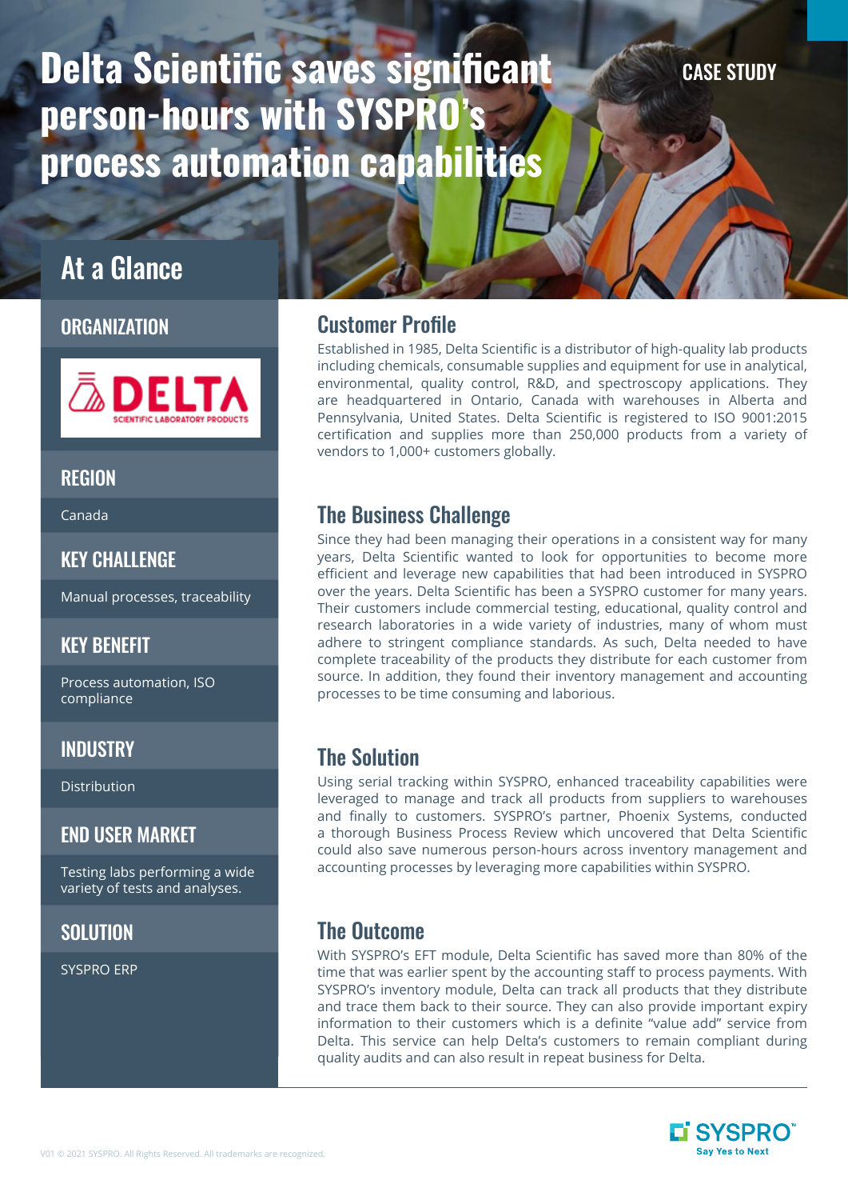# Delta Scientific saves significant person-hours with SYSPRO's process automation capabilities

CASE STUDY

## At a Glance

### ORGANIZATION

DELTA SCIENTIFIC LABORATORY PRODUCTS

### REGION

Canada

### KEY CHALLENGE

Manual processes, traceability

### KEY BENEFIT

Process automation, ISO compliance

### INDUSTRY

Distribution

### END USER MARKET

Testing labs performing a wide variety of tests and analyses.

### SOLUTION

SYSPRO ERP

## Customer Profile

Established in 1985, Delta Scientific is a distributor of high-quality lab products including chemicals, consumable supplies and equipment for use in analytical, environmental, quality control, R&D, and spectroscopy applications. They are headquartered in Ontario, Canada with warehouses in Alberta and Pennsylvania, United States. Delta Scientific is registered to ISO 9001:2015 certification and supplies more than 250,000 products from a variety of vendors to 1,000+ customers globally.

## The Business Challenge

Since they had been managing their operations in a consistent way for many years, Delta Scientific wanted to look for opportunities to become more efficient and leverage new capabilities that had been introduced in SYSPRO over the years. Delta Scientific has been a SYSPRO customer for many years. Their customers include commercial testing, educational, quality control and research laboratories in a wide variety of industries, many of whom must adhere to stringent compliance standards. As such, Delta needed to have complete traceability of the products they distribute for each customer from source. In addition, they found their inventory management and accounting processes to be time consuming and laborious.

## The Solution

Using serial tracking within SYSPRO, enhanced traceability capabilities were leveraged to manage and track all products from suppliers to warehouses and finally to customers. SYSPRO's partner, Phoenix Systems, conducted a thorough Business Process Review which uncovered that Delta Scientific could also save numerous person-hours across inventory management and accounting processes by leveraging more capabilities within SYSPRO.

## The Outcome

With SYSPRO's EFT module, Delta Scientific has saved more than 80% of the time that was earlier spent by the accounting staff to process payments. With SYSPRO's inventory module, Delta can track all products that they distribute and trace them back to their source. They can also provide important expiry information to their customers which is a definite "value add" service from Delta. This service can help Delta's customers to remain compliant during quality audits and can also result in repeat business for Delta.

SYSPRO Say Yes to Next

V01 © 2021 SYSPRO. All Rights Reserved. All trademarks are recognized.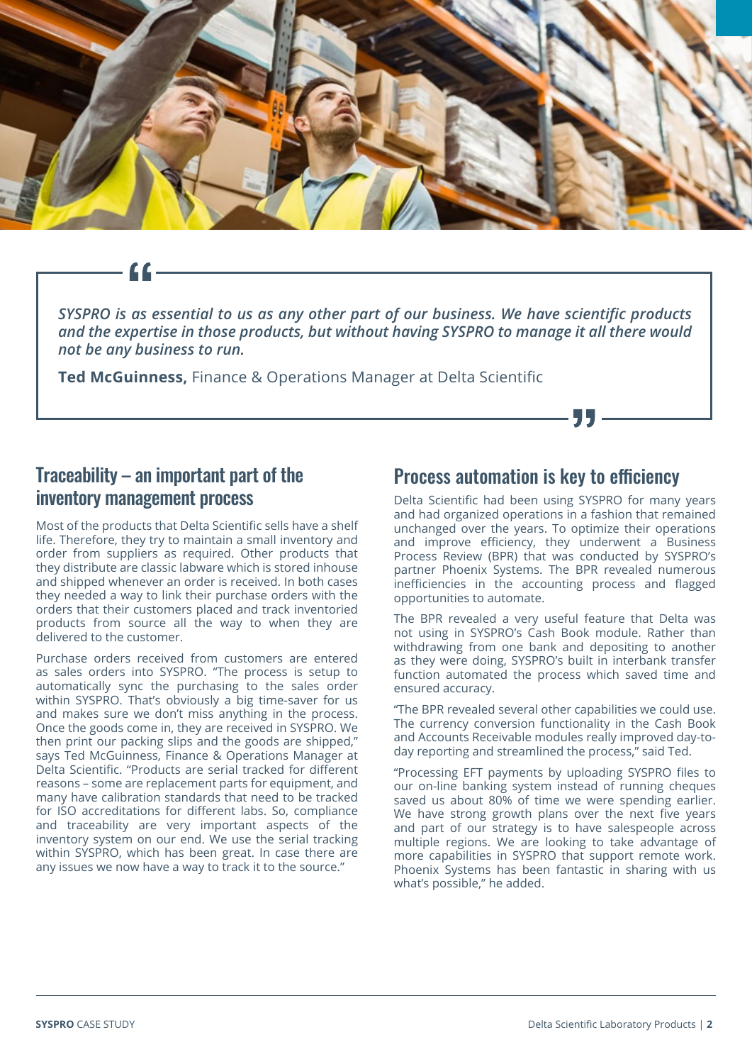> *SYSPRO is as essential to us as any other part of our business. We have scientific products and the expertise in those products, but without having SYSPRO to manage it all there would not be any business to run.*
>
> **Ted McGuinness,** Finance & Operations Manager at Delta Scientific

## Traceability – an important part of the inventory management process

Most of the products that Delta Scientific sells have a shelf life. Therefore, they try to maintain a small inventory and order from suppliers as required. Other products that they distribute are classic labware which is stored inhouse and shipped whenever an order is received. In both cases they needed a way to link their purchase orders with the orders that their customers placed and track inventoried products from source all the way to when they are delivered to the customer.

Purchase orders received from customers are entered as sales orders into SYSPRO. "The process is setup to automatically sync the purchasing to the sales order within SYSPRO. That's obviously a big time-saver for us and makes sure we don't miss anything in the process. Once the goods come in, they are received in SYSPRO. We then print our packing slips and the goods are shipped," says Ted McGuinness, Finance & Operations Manager at Delta Scientific. "Products are serial tracked for different reasons – some are replacement parts for equipment, and many have calibration standards that need to be tracked for ISO accreditations for different labs. So, compliance and traceability are very important aspects of the inventory system on our end. We use the serial tracking within SYSPRO, which has been great. In case there are any issues we now have a way to track it to the source."

## Process automation is key to efficiency

Delta Scientific had been using SYSPRO for many years and had organized operations in a fashion that remained unchanged over the years. To optimize their operations and improve efficiency, they underwent a Business Process Review (BPR) that was conducted by SYSPRO's partner Phoenix Systems. The BPR revealed numerous inefficiencies in the accounting process and flagged opportunities to automate.

The BPR revealed a very useful feature that Delta was not using in SYSPRO's Cash Book module. Rather than withdrawing from one bank and depositing to another as they were doing, SYSPRO's built in interbank transfer function automated the process which saved time and ensured accuracy.

"The BPR revealed several other capabilities we could use. The currency conversion functionality in the Cash Book and Accounts Receivable modules really improved day-to-day reporting and streamlined the process," said Ted.

"Processing EFT payments by uploading SYSPRO files to our on-line banking system instead of running cheques saved us about 80% of time we were spending earlier. We have strong growth plans over the next five years and part of our strategy is to have salespeople across multiple regions. We are looking to take advantage of more capabilities in SYSPRO that support remote work. Phoenix Systems has been fantastic in sharing with us what's possible," he added.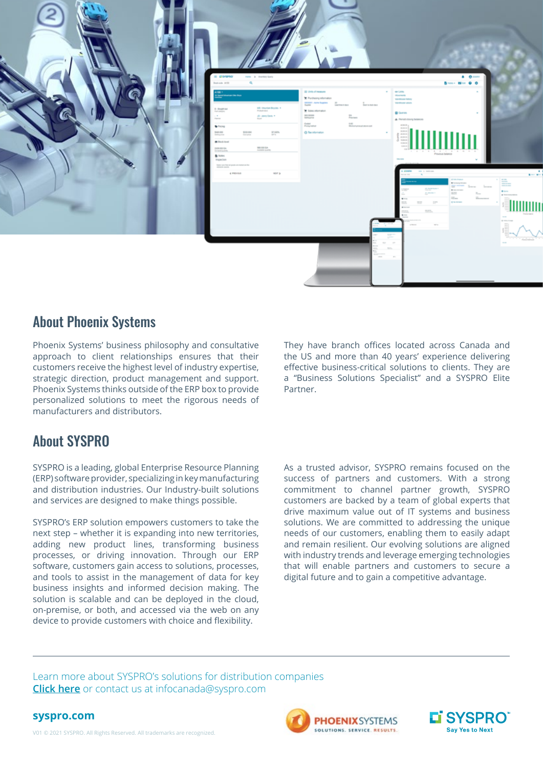## About Phoenix Systems

Phoenix Systems' business philosophy and consultative approach to client relationships ensures that their customers receive the highest level of industry expertise, strategic direction, product management and support. Phoenix Systems thinks outside of the ERP box to provide personalized solutions to meet the rigorous needs of manufacturers and distributors.

They have branch offices located across Canada and the US and more than 40 years' experience delivering effective business-critical solutions to clients. They are a "Business Solutions Specialist" and a SYSPRO Elite Partner.

## About SYSPRO

SYSPRO is a leading, global Enterprise Resource Planning (ERP) software provider, specializing in key manufacturing and distribution industries. Our Industry-built solutions and services are designed to make things possible.

SYSPRO's ERP solution empowers customers to take the next step – whether it is expanding into new territories, adding new product lines, transforming business processes, or driving innovation. Through our ERP software, customers gain access to solutions, processes, and tools to assist in the management of data for key business insights and informed decision making. The solution is scalable and can be deployed in the cloud, on-premise, or both, and accessed via the web on any device to provide customers with choice and flexibility.

As a trusted advisor, SYSPRO remains focused on the success of partners and customers. With a strong commitment to channel partner growth, SYSPRO customers are backed by a team of global experts that drive maximum value out of IT systems and business solutions. We are committed to addressing the unique needs of our customers, enabling them to easily adapt and remain resilient. Our evolving solutions are aligned with industry trends and leverage emerging technologies that will enable partners and customers to secure a digital future and to gain a competitive advantage.

---

Learn more about SYSPRO's solutions for distribution companies
**Click here** or contact us at infocanada@syspro.com

**syspro.com**

V01 © 2021 SYSPRO. All Rights Reserved. All trademarks are recognized.

PHOENIXSYSTEMS
SOLUTIONS. SERVICE. RESULTS.

SYSPRO
Say Yes to Next